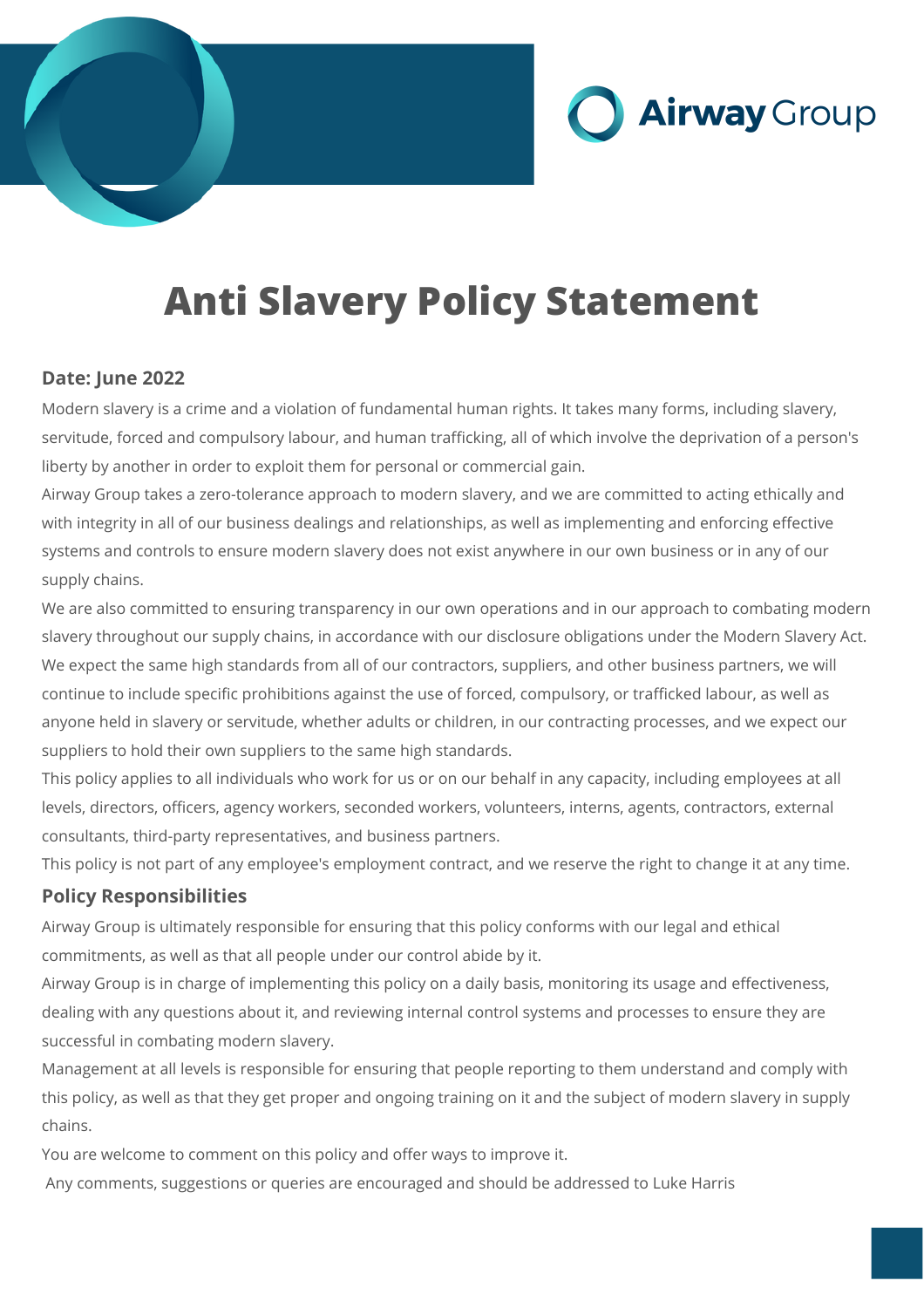Airway Group

# Anti Slavery Policy Statement

**Date: June 2022**

Modern slavery is a crime and a violation of fundamental human rights. It takes many forms, including slavery, servitude, forced and compulsory labour, and human trafficking, all of which involve the deprivation of a person's liberty by another in order to exploit them for personal or commercial gain.

Airway Group takes a zero-tolerance approach to modern slavery, and we are committed to acting ethically and with integrity in all of our business dealings and relationships, as well as implementing and enforcing effective systems and controls to ensure modern slavery does not exist anywhere in our own business or in any of our supply chains.

We are also committed to ensuring transparency in our own operations and in our approach to combating modern slavery throughout our supply chains, in accordance with our disclosure obligations under the Modern Slavery Act.

We expect the same high standards from all of our contractors, suppliers, and other business partners, we will continue to include specific prohibitions against the use of forced, compulsory, or trafficked labour, as well as anyone held in slavery or servitude, whether adults or children, in our contracting processes, and we expect our suppliers to hold their own suppliers to the same high standards.

This policy applies to all individuals who work for us or on our behalf in any capacity, including employees at all levels, directors, officers, agency workers, seconded workers, volunteers, interns, agents, contractors, external consultants, third-party representatives, and business partners.

This policy is not part of any employee's employment contract, and we reserve the right to change it at any time.

## Policy Responsibilities

Airway Group is ultimately responsible for ensuring that this policy conforms with our legal and ethical commitments, as well as that all people under our control abide by it.

Airway Group is in charge of implementing this policy on a daily basis, monitoring its usage and effectiveness, dealing with any questions about it, and reviewing internal control systems and processes to ensure they are successful in combating modern slavery.

Management at all levels is responsible for ensuring that people reporting to them understand and comply with this policy, as well as that they get proper and ongoing training on it and the subject of modern slavery in supply chains.

You are welcome to comment on this policy and offer ways to improve it.

Any comments, suggestions or queries are encouraged and should be addressed to Luke Harris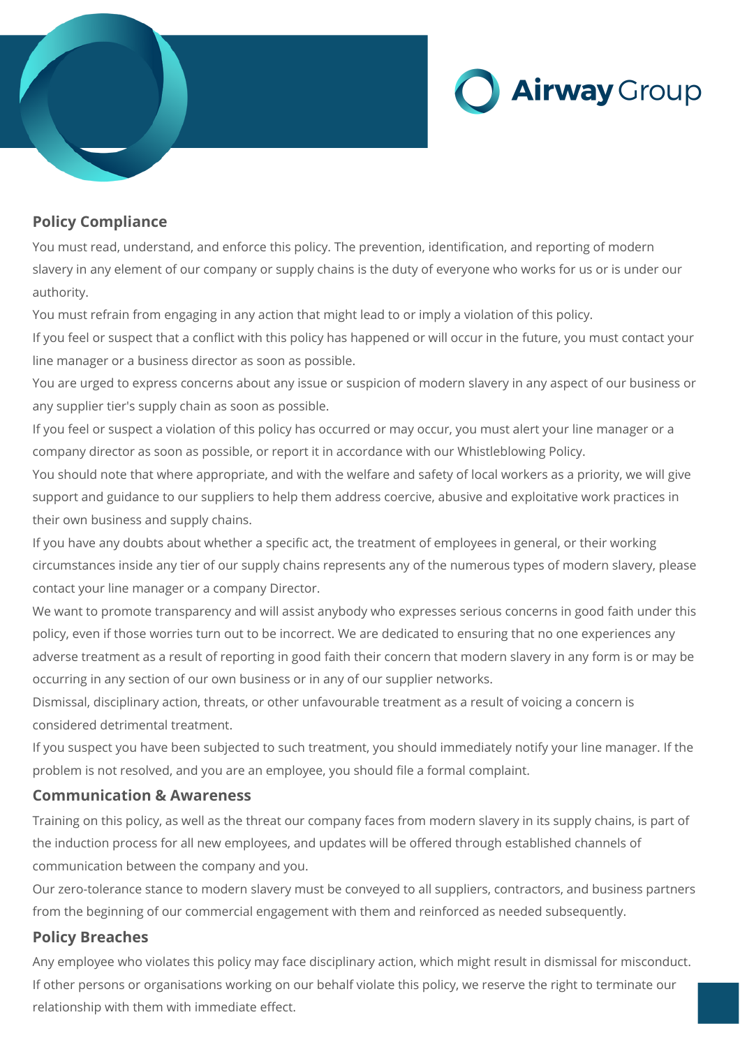## Policy Compliance

You must read, understand, and enforce this policy. The prevention, identification, and reporting of modern slavery in any element of our company or supply chains is the duty of everyone who works for us or is under our authority.

You must refrain from engaging in any action that might lead to or imply a violation of this policy.

If you feel or suspect that a conflict with this policy has happened or will occur in the future, you must contact your line manager or a business director as soon as possible.

You are urged to express concerns about any issue or suspicion of modern slavery in any aspect of our business or any supplier tier's supply chain as soon as possible.

If you feel or suspect a violation of this policy has occurred or may occur, you must alert your line manager or a company director as soon as possible, or report it in accordance with our Whistleblowing Policy.

You should note that where appropriate, and with the welfare and safety of local workers as a priority, we will give support and guidance to our suppliers to help them address coercive, abusive and exploitative work practices in their own business and supply chains.

If you have any doubts about whether a specific act, the treatment of employees in general, or their working circumstances inside any tier of our supply chains represents any of the numerous types of modern slavery, please contact your line manager or a company Director.

We want to promote transparency and will assist anybody who expresses serious concerns in good faith under this policy, even if those worries turn out to be incorrect. We are dedicated to ensuring that no one experiences any adverse treatment as a result of reporting in good faith their concern that modern slavery in any form is or may be occurring in any section of our own business or in any of our supplier networks.

Dismissal, disciplinary action, threats, or other unfavourable treatment as a result of voicing a concern is considered detrimental treatment.

If you suspect you have been subjected to such treatment, you should immediately notify your line manager. If the problem is not resolved, and you are an employee, you should file a formal complaint.

## Communication & Awareness

Training on this policy, as well as the threat our company faces from modern slavery in its supply chains, is part of the induction process for all new employees, and updates will be offered through established channels of communication between the company and you.

Our zero-tolerance stance to modern slavery must be conveyed to all suppliers, contractors, and business partners from the beginning of our commercial engagement with them and reinforced as needed subsequently.

## Policy Breaches

Any employee who violates this policy may face disciplinary action, which might result in dismissal for misconduct. If other persons or organisations working on our behalf violate this policy, we reserve the right to terminate our relationship with them with immediate effect.